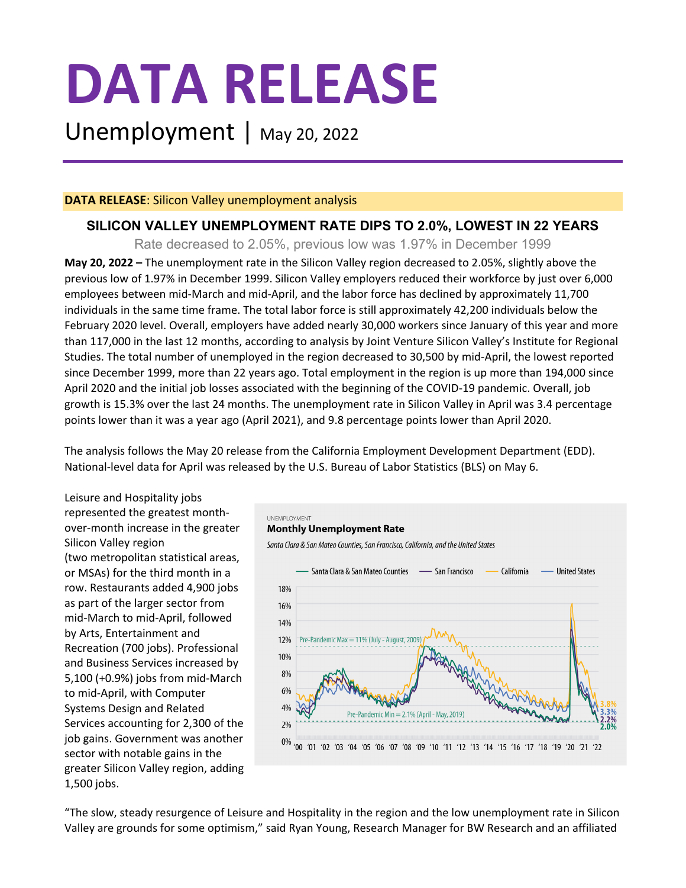# DATA RELEASE

## Unemployment | May 20, 2022

**DATA RELEASE**: Silicon Valley unemployment analysis

### SILICON VALLEY UNEMPLOYMENT RATE DIPS TO 2.0%, LOWEST IN 22 YEARS

Rate decreased to 2.05%, previous low was 1.97% in December 1999

**May 20, 2022 –** The unemployment rate in the Silicon Valley region decreased to 2.05%, slightly above the previous low of 1.97% in December 1999. Silicon Valley employers reduced their workforce by just over 6,000 employees between mid-March and mid-April, and the labor force has declined by approximately 11,700 individuals in the same time frame. The total labor force is still approximately 42,200 individuals below the February 2020 level. Overall, employers have added nearly 30,000 workers since January of this year and more than 117,000 in the last 12 months, according to analysis by Joint Venture Silicon Valley's Institute for Regional Studies. The total number of unemployed in the region decreased to 30,500 by mid-April, the lowest reported since December 1999, more than 22 years ago. Total employment in the region is up more than 194,000 since April 2020 and the initial job losses associated with the beginning of the COVID-19 pandemic. Overall, job growth is 15.3% over the last 24 months. The unemployment rate in Silicon Valley in April was 3.4 percentage points lower than it was a year ago (April 2021), and 9.8 percentage points lower than April 2020.

The analysis follows the May 20 release from the California Employment Development Department (EDD). National-level data for April was released by the U.S. Bureau of Labor Statistics (BLS) on May 6.

Leisure and Hospitality jobs represented the greatest month-over-month increase in the greater Silicon Valley region (two metropolitan statistical areas, or MSAs) for the third month in a row. Restaurants added 4,900 jobs as part of the larger sector from mid-March to mid-April, followed by Arts, Entertainment and Recreation (700 jobs). Professional and Business Services increased by 5,100 (+0.9%) jobs from mid-March to mid-April, with Computer Systems Design and Related Services accounting for 2,300 of the job gains. Government was another sector with notable gains in the greater Silicon Valley region, adding 1,500 jobs.

UNEMPLOYMENT
**Monthly Unemployment Rate**
*Santa Clara & San Mateo Counties, San Francisco, California, and the United States*

"The slow, steady resurgence of Leisure and Hospitality in the region and the low unemployment rate in Silicon Valley are grounds for some optimism," said Ryan Young, Research Manager for BW Research and an affiliated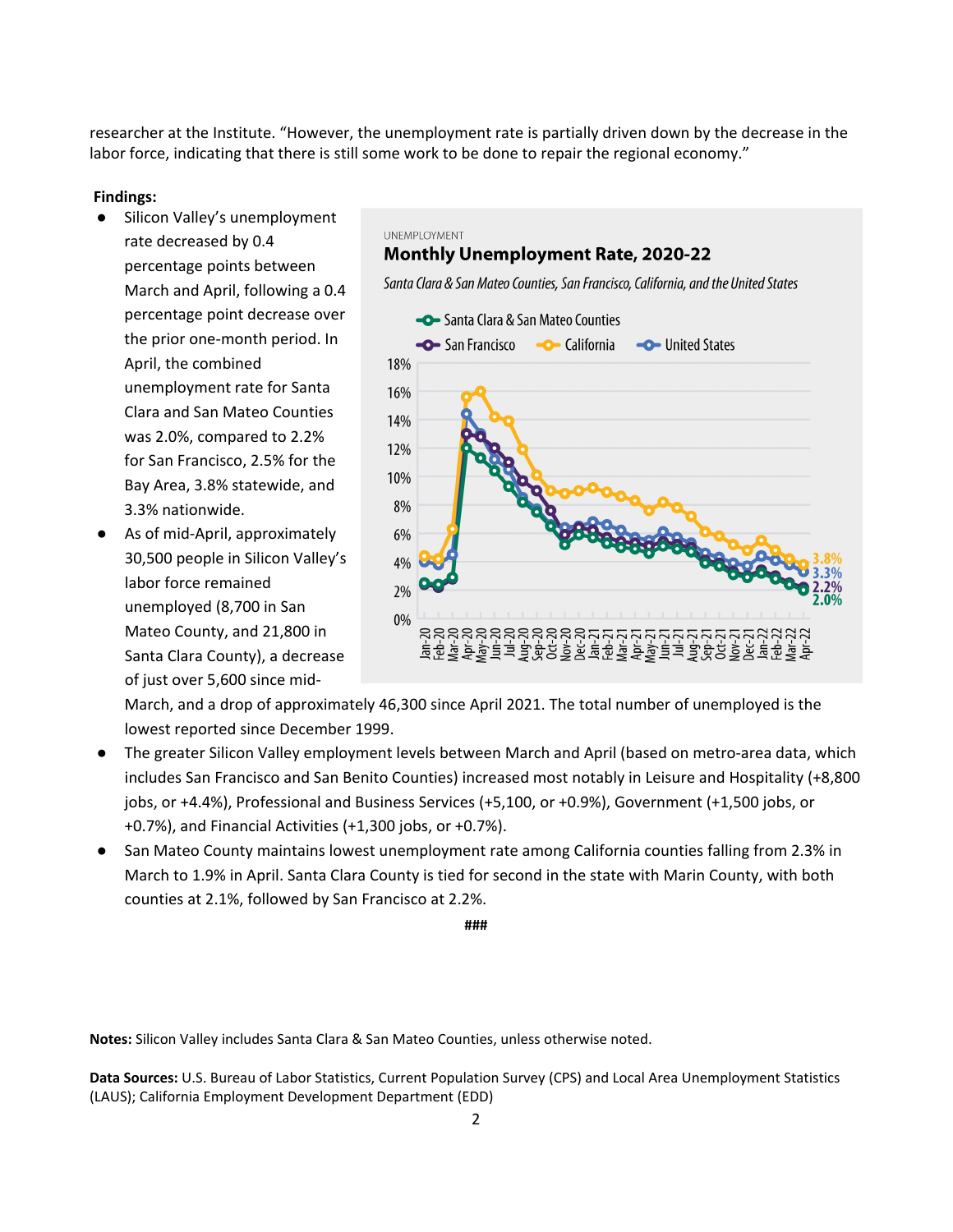researcher at the Institute. "However, the unemployment rate is partially driven down by the decrease in the labor force, indicating that there is still some work to be done to repair the regional economy."

**Findings:**

- Silicon Valley's unemployment rate decreased by 0.4 percentage points between March and April, following a 0.4 percentage point decrease over the prior one-month period. In April, the combined unemployment rate for Santa Clara and San Mateo Counties was 2.0%, compared to 2.2% for San Francisco, 2.5% for the Bay Area, 3.8% statewide, and 3.3% nationwide.
- As of mid-April, approximately 30,500 people in Silicon Valley's labor force remained unemployed (8,700 in San Mateo County, and 21,800 in Santa Clara County), a decrease of just over 5,600 since mid-March, and a drop of approximately 46,300 since April 2021. The total number of unemployed is the lowest reported since December 1999.
- The greater Silicon Valley employment levels between March and April (based on metro-area data, which includes San Francisco and San Benito Counties) increased most notably in Leisure and Hospitality (+8,800 jobs, or +4.4%), Professional and Business Services (+5,100, or +0.9%), Government (+1,500 jobs, or +0.7%), and Financial Activities (+1,300 jobs, or +0.7%).
- San Mateo County maintains lowest unemployment rate among California counties falling from 2.3% in March to 1.9% in April. Santa Clara County is tied for second in the state with Marin County, with both counties at 2.1%, followed by San Francisco at 2.2%.

UNEMPLOYMENT

**Monthly Unemployment Rate, 2020-22**

*Santa Clara & San Mateo Counties, San Francisco, California, and the United States*

###

**Notes:** Silicon Valley includes Santa Clara & San Mateo Counties, unless otherwise noted.

**Data Sources:** U.S. Bureau of Labor Statistics, Current Population Survey (CPS) and Local Area Unemployment Statistics (LAUS); California Employment Development Department (EDD)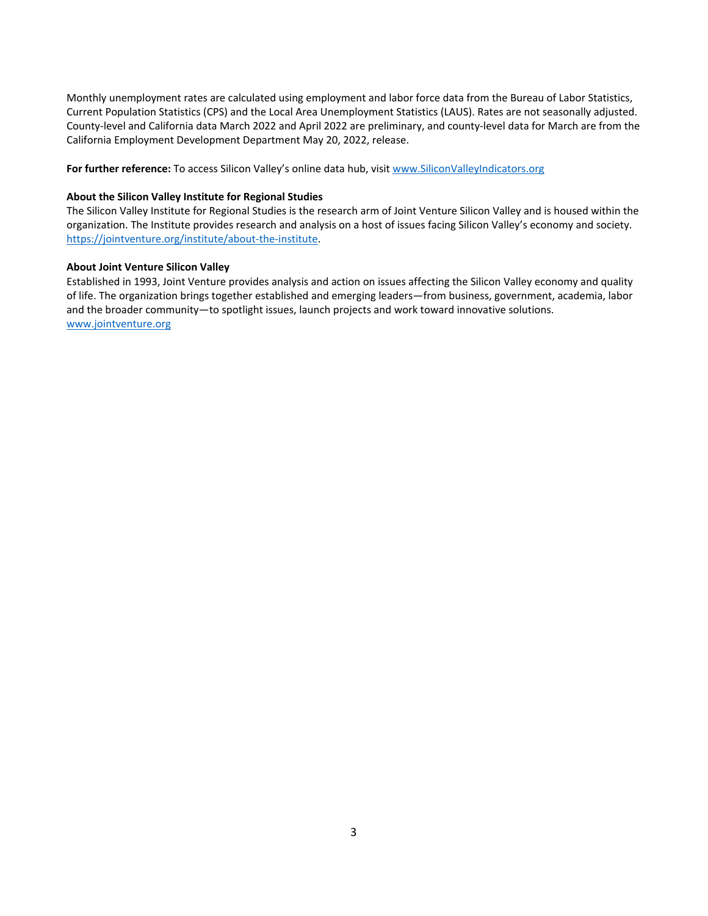Monthly unemployment rates are calculated using employment and labor force data from the Bureau of Labor Statistics, Current Population Statistics (CPS) and the Local Area Unemployment Statistics (LAUS). Rates are not seasonally adjusted. County-level and California data March 2022 and April 2022 are preliminary, and county-level data for March are from the California Employment Development Department May 20, 2022, release.

**For further reference:** To access Silicon Valley's online data hub, visit [www.SiliconValleyIndicators.org](www.SiliconValleyIndicators.org)

**About the Silicon Valley Institute for Regional Studies**

The Silicon Valley Institute for Regional Studies is the research arm of Joint Venture Silicon Valley and is housed within the organization. The Institute provides research and analysis on a host of issues facing Silicon Valley's economy and society. [https://jointventure.org/institute/about-the-institute](https://jointventure.org/institute/about-the-institute).

**About Joint Venture Silicon Valley**

Established in 1993, Joint Venture provides analysis and action on issues affecting the Silicon Valley economy and quality of life. The organization brings together established and emerging leaders—from business, government, academia, labor and the broader community—to spotlight issues, launch projects and work toward innovative solutions. [www.jointventure.org](www.jointventure.org)